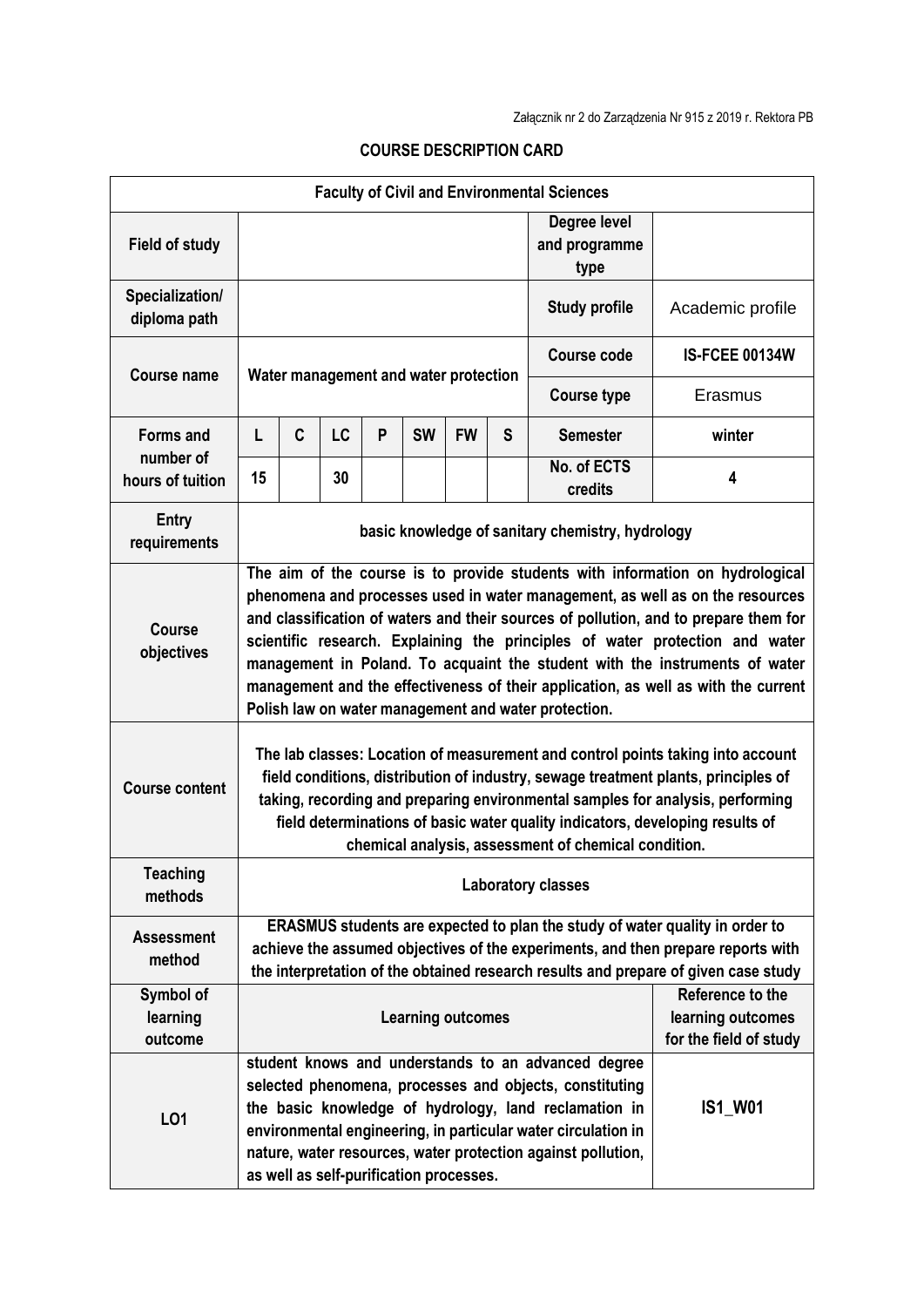Załącznik nr 2 do Zarządzenia Nr 915 z 2019 r. Rektora PB

## COURSE DESCRIPTION CARD

| Faculty of Civil and Environmental Sciences | | | | | | | | | |
|---|---|---|---|---|---|---|---|---|---|
| **Field of study** | | | | | | | | **Degree level and programme type** | |
| **Specialization/ diploma path** | | | | | | | | **Study profile** | Academic profile |
| **Course name** | Water management and water protection | | | | | | | **Course code** | **IS-FCEE 00134W** |
| | | | | | | | | **Course type** | Erasmus |
| **Forms and number of hours of tuition** | **L** | **C** | **LC** | **P** | **SW** | **FW** | **S** | **Semester** | **winter** |
| | 15 | | 30 | | | | | **No. of ECTS credits** | **4** |
| **Entry requirements** | basic knowledge of sanitary chemistry, hydrology | | | | | | | | |
| **Course objectives** | The aim of the course is to provide students with information on hydrological phenomena and processes used in water management, as well as on the resources and classification of waters and their sources of pollution, and to prepare them for scientific research. Explaining the principles of water protection and water management in Poland. To acquaint the student with the instruments of water management and the effectiveness of their application, as well as with the current Polish law on water management and water protection. | | | | | | | | |
| **Course content** | The lab classes: Location of measurement and control points taking into account field conditions, distribution of industry, sewage treatment plants, principles of taking, recording and preparing environmental samples for analysis, performing field determinations of basic water quality indicators, developing results of chemical analysis, assessment of chemical condition. | | | | | | | | |
| **Teaching methods** | Laboratory classes | | | | | | | | |
| **Assessment method** | ERASMUS students are expected to plan the study of water quality in order to achieve the assumed objectives of the experiments, and then prepare reports with the interpretation of the obtained research results and prepare of given case study | | | | | | | | |
| **Symbol of learning outcome** | **Learning outcomes** | | | | | | | | **Reference to the learning outcomes for the field of study** |
| **LO1** | student knows and understands to an advanced degree selected phenomena, processes and objects, constituting the basic knowledge of hydrology, land reclamation in environmental engineering, in particular water circulation in nature, water resources, water protection against pollution, as well as self-purification processes. | | | | | | | | **IS1_W01** |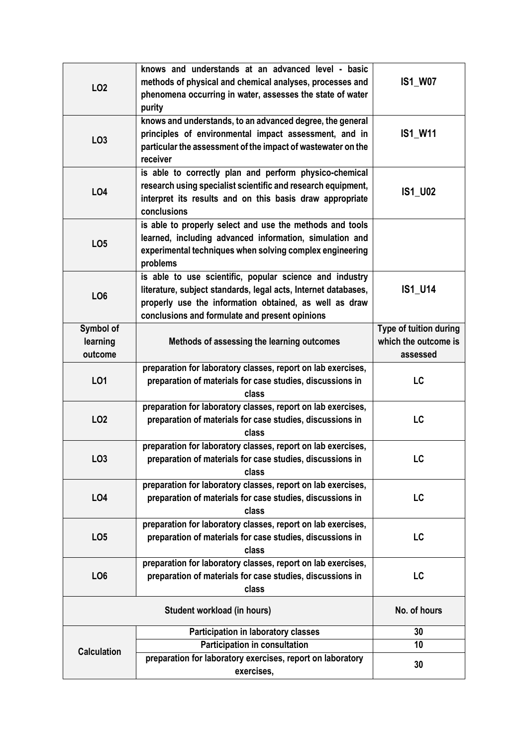| | | |
|---|---|---|
| **LO2** | **knows and understands at an advanced level - basic methods of physical and chemical analyses, processes and phenomena occurring in water, assesses the state of water purity** | **IS1_W07** |
| **LO3** | **knows and understands, to an advanced degree, the general principles of environmental impact assessment, and in particular the assessment of the impact of wastewater on the receiver** | **IS1_W11** |
| **LO4** | **is able to correctly plan and perform physico-chemical research using specialist scientific and research equipment, interpret its results and on this basis draw appropriate conclusions** | **IS1_U02** |
| **LO5** | **is able to properly select and use the methods and tools learned, including advanced information, simulation and experimental techniques when solving complex engineering problems** | |
| **LO6** | **is able to use scientific, popular science and industry literature, subject standards, legal acts, Internet databases, properly use the information obtained, as well as draw conclusions and formulate and present opinions** | **IS1_U14** |
| **Symbol of learning outcome** | **Methods of assessing the learning outcomes** | **Type of tuition during which the outcome is assessed** |
| **LO1** | **preparation for laboratory classes, report on lab exercises, preparation of materials for case studies, discussions in class** | **LC** |
| **LO2** | **preparation for laboratory classes, report on lab exercises, preparation of materials for case studies, discussions in class** | **LC** |
| **LO3** | **preparation for laboratory classes, report on lab exercises, preparation of materials for case studies, discussions in class** | **LC** |
| **LO4** | **preparation for laboratory classes, report on lab exercises, preparation of materials for case studies, discussions in class** | **LC** |
| **LO5** | **preparation for laboratory classes, report on lab exercises, preparation of materials for case studies, discussions in class** | **LC** |
| **LO6** | **preparation for laboratory classes, report on lab exercises, preparation of materials for case studies, discussions in class** | **LC** |
| **Student workload (in hours)** | | **No. of hours** |
| **Calculation** | **Participation in laboratory classes** | **30** |
| | **Participation in consultation** | **10** |
| | **preparation for laboratory exercises, report on laboratory exercises,** | **30** |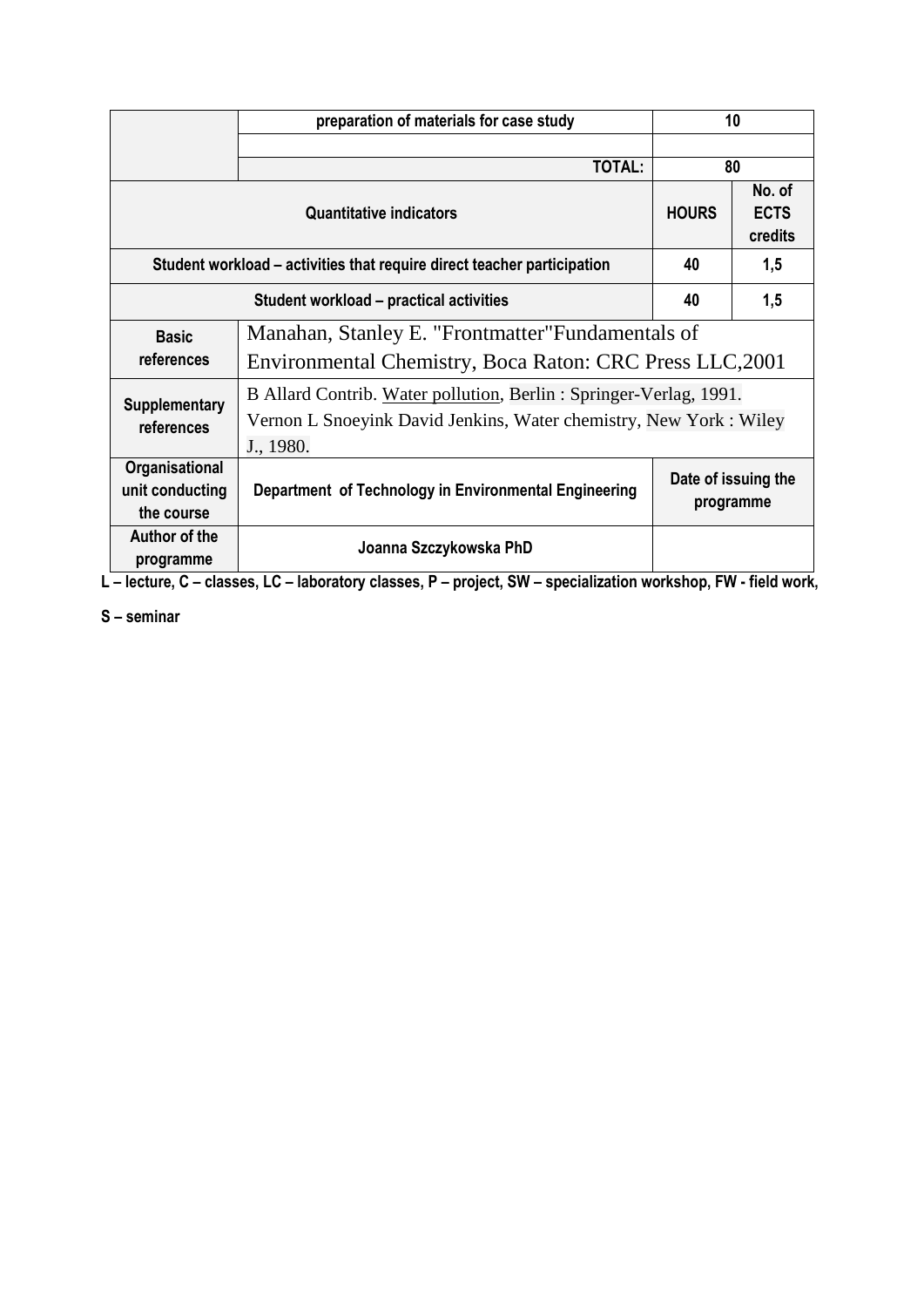| | | | |
|---|---|---|---|
| | preparation of materials for case study | 10 | |
| | | | |
| | **TOTAL:** | 80 | |
| **Quantitative indicators** | | **HOURS** | **No. of ECTS credits** |
| **Student workload – activities that require direct teacher participation** | | 40 | 1,5 |
| **Student workload – practical activities** | | 40 | 1,5 |
| **Basic references** | Manahan, Stanley E. "Frontmatter"Fundamentals of Environmental Chemistry, Boca Raton: CRC Press LLC,2001 | | |
| **Supplementary references** | B Allard Contrib. Water pollution, Berlin : Springer-Verlag, 1991. Vernon L Snoeyink David Jenkins, Water chemistry, New York : Wiley J., 1980. | | |
| **Organisational unit conducting the course** | **Department of Technology in Environmental Engineering** | **Date of issuing the programme** | |
| **Author of the programme** | **Joanna Szczykowska PhD** | | |

**L – lecture, C – classes, LC – laboratory classes, P – project, SW – specialization workshop, FW - field work, S – seminar**